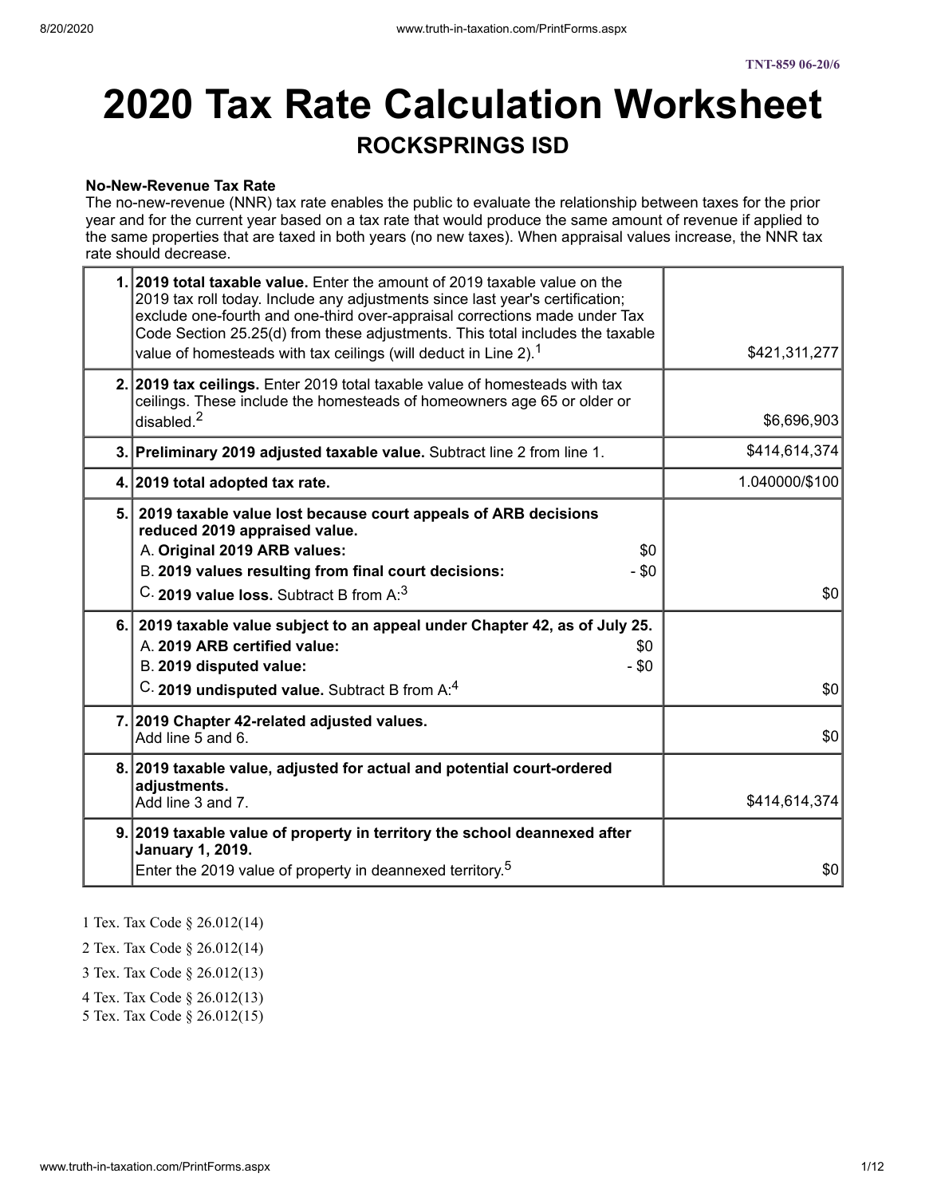TNT-859 06-20/6

# 2020 Tax Rate Calculation Worksheet

## ROCKSPRINGS ISD

**No-New-Revenue Tax Rate**
The no-new-revenue (NNR) tax rate enables the public to evaluate the relationship between taxes for the prior year and for the current year based on a tax rate that would produce the same amount of revenue if applied to the same properties that are taxed in both years (no new taxes). When appraisal values increase, the NNR tax rate should decrease.

| Line | Description | Amount |
|---|---|---|
| 1. | **2019 total taxable value.** Enter the amount of 2019 taxable value on the 2019 tax roll today. Include any adjustments since last year's certification; exclude one-fourth and one-third over-appraisal corrections made under Tax Code Section 25.25(d) from these adjustments. This total includes the taxable value of homesteads with tax ceilings (will deduct in Line 2).[1] | $421,311,277 |
| 2. | **2019 tax ceilings.** Enter 2019 total taxable value of homesteads with tax ceilings. These include the homesteads of homeowners age 65 or older or disabled.[2] | $6,696,903 |
| 3. | **Preliminary 2019 adjusted taxable value.** Subtract line 2 from line 1. | $414,614,374 |
| 4. | **2019 total adopted tax rate.** | 1.040000/$100 |
| 5. | **2019 taxable value lost because court appeals of ARB decisions reduced 2019 appraised value.**<br>A. **Original 2019 ARB values:** $0<br>B. **2019 values resulting from final court decisions:** - $0<br>C. **2019 value loss.** Subtract B from A:[3] | $0 |
| 6. | **2019 taxable value subject to an appeal under Chapter 42, as of July 25.**<br>A. **2019 ARB certified value:** $0<br>B. **2019 disputed value:** - $0<br>C. **2019 undisputed value.** Subtract B from A:[4] | $0 |
| 7. | **2019 Chapter 42-related adjusted values.**<br>Add line 5 and 6. | $0 |
| 8. | **2019 taxable value, adjusted for actual and potential court-ordered adjustments.**<br>Add line 3 and 7. | $414,614,374 |
| 9. | **2019 taxable value of property in territory the school deannexed after January 1, 2019.**<br>Enter the 2019 value of property in deannexed territory.[5] | $0 |

1 Tex. Tax Code § 26.012(14)

2 Tex. Tax Code § 26.012(14)

3 Tex. Tax Code § 26.012(13)

4 Tex. Tax Code § 26.012(13)

5 Tex. Tax Code § 26.012(15)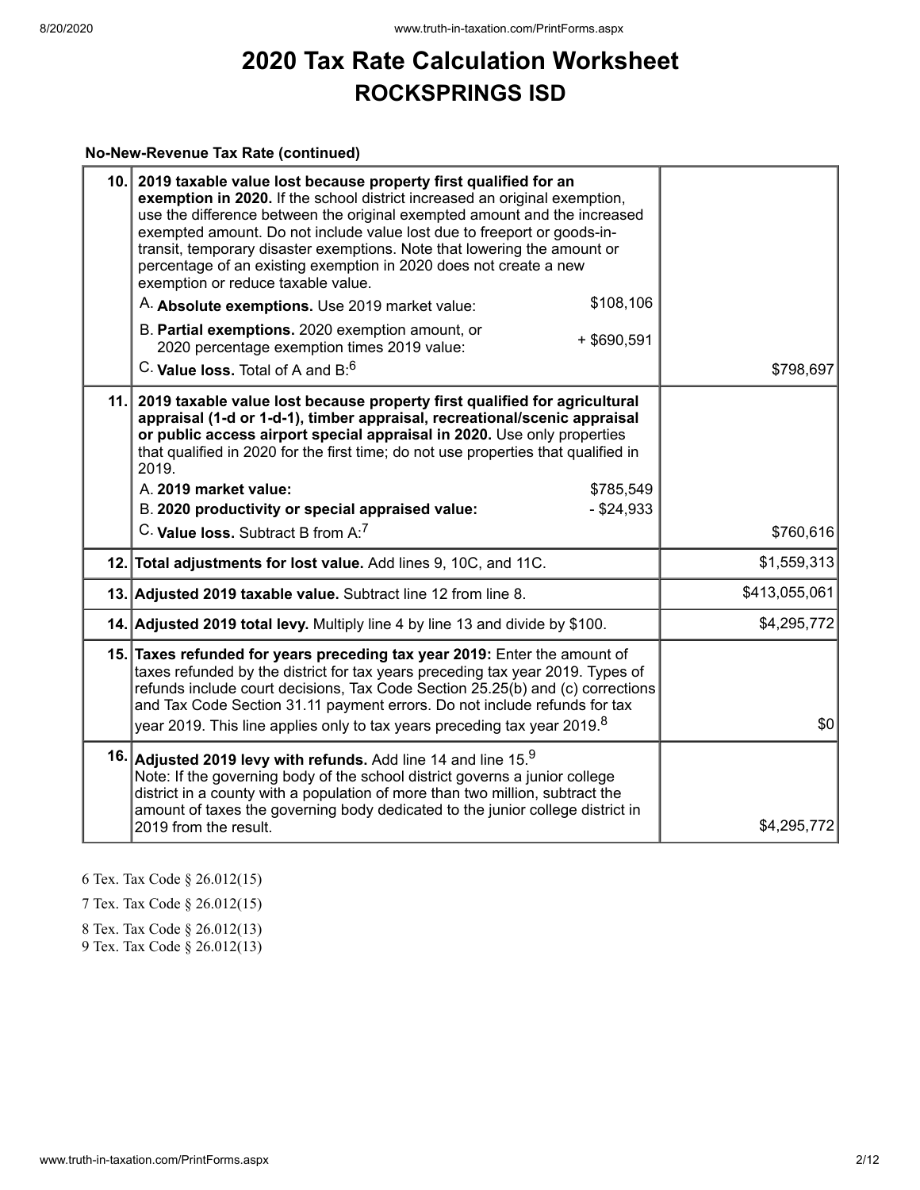# 2020 Tax Rate Calculation Worksheet
## ROCKSPRINGS ISD

**No-New-Revenue Tax Rate (continued)**

| | | |
|---|---|---|
| 10. | **2019 taxable value lost because property first qualified for an exemption in 2020.** If the school district increased an original exemption, use the difference between the original exempted amount and the increased exempted amount. Do not include value lost due to freeport or goods-in-transit, temporary disaster exemptions. Note that lowering the amount or percentage of an existing exemption in 2020 does not create a new exemption or reduce taxable value.<br>A. **Absolute exemptions.** Use 2019 market value: $108,106<br>B. **Partial exemptions.** 2020 exemption amount, or 2020 percentage exemption times 2019 value: + $690,591<br>C. **Value loss.** Total of A and B:[6] | $798,697 |
| 11. | **2019 taxable value lost because property first qualified for agricultural appraisal (1-d or 1-d-1), timber appraisal, recreational/scenic appraisal or public access airport special appraisal in 2020.** Use only properties that qualified in 2020 for the first time; do not use properties that qualified in 2019.<br>A. **2019 market value:** $785,549<br>B. **2020 productivity or special appraised value:** - $24,933<br>C. **Value loss.** Subtract B from A:[7] | $760,616 |
| 12. | **Total adjustments for lost value.** Add lines 9, 10C, and 11C. | $1,559,313 |
| 13. | **Adjusted 2019 taxable value.** Subtract line 12 from line 8. | $413,055,061 |
| 14. | **Adjusted 2019 total levy.** Multiply line 4 by line 13 and divide by $100. | $4,295,772 |
| 15. | **Taxes refunded for years preceding tax year 2019:** Enter the amount of taxes refunded by the district for tax years preceding tax year 2019. Types of refunds include court decisions, Tax Code Section 25.25(b) and (c) corrections and Tax Code Section 31.11 payment errors. Do not include refunds for tax year 2019. This line applies only to tax years preceding tax year 2019.[8] | $0 |
| 16. | **Adjusted 2019 levy with refunds.** Add line 14 and line 15.[9]<br>Note: If the governing body of the school district governs a junior college district in a county with a population of more than two million, subtract the amount of taxes the governing body dedicated to the junior college district in 2019 from the result. | $4,295,772 |

6 Tex. Tax Code § 26.012(15)

7 Tex. Tax Code § 26.012(15)

8 Tex. Tax Code § 26.012(13)

9 Tex. Tax Code § 26.012(13)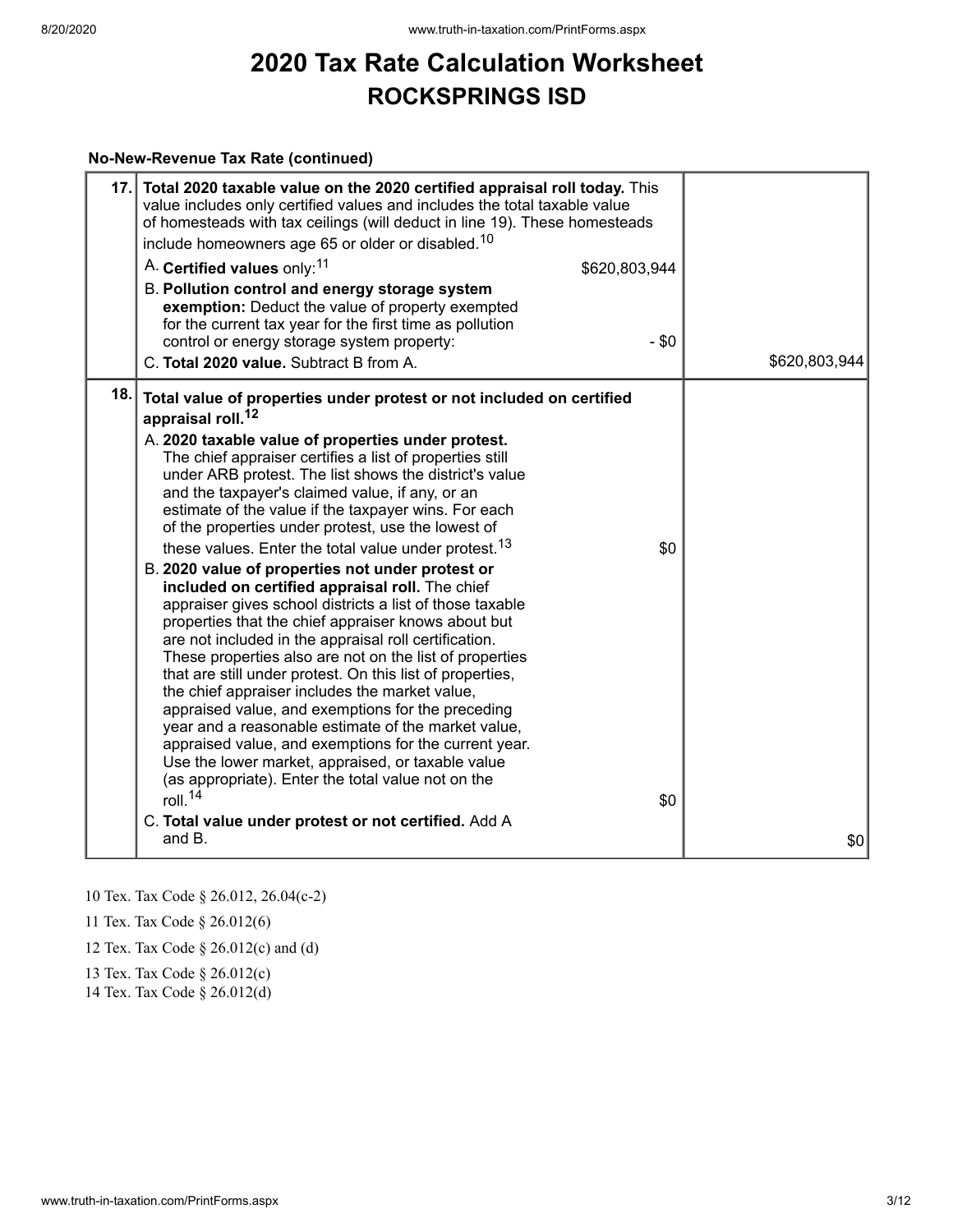# 2020 Tax Rate Calculation Worksheet

## ROCKSPRINGS ISD

**No-New-Revenue Tax Rate (continued)**

| | | | |
|---|---|---|---|
| 17. | **Total 2020 taxable value on the 2020 certified appraisal roll today.** This value includes only certified values and includes the total taxable value of homesteads with tax ceilings (will deduct in line 19). These homesteads include homeowners age 65 or older or disabled.[10]<br><br>A. **Certified values** only:[11]<br><br>B. **Pollution control and energy storage system exemption:** Deduct the value of property exempted for the current tax year for the first time as pollution control or energy storage system property:<br><br>C. **Total 2020 value.** Subtract B from A. | <br><br><br><br>$620,803,944<br><br><br><br>- $0 | $620,803,944 |
| 18. | **Total value of properties under protest or not included on certified appraisal roll.[12]**<br><br>A. **2020 taxable value of properties under protest.** The chief appraiser certifies a list of properties still under ARB protest. The list shows the district's value and the taxpayer's claimed value, if any, or an estimate of the value if the taxpayer wins. For each of the properties under protest, use the lowest of these values. Enter the total value under protest.[13]<br><br>B. **2020 value of properties not under protest or included on certified appraisal roll.** The chief appraiser gives school districts a list of those taxable properties that the chief appraiser knows about but are not included in the appraisal roll certification. These properties also are not on the list of properties that are still under protest. On this list of properties, the chief appraiser includes the market value, appraised value, and exemptions for the preceding year and a reasonable estimate of the market value, appraised value, and exemptions for the current year. Use the lower market, appraised, or taxable value (as appropriate). Enter the total value not on the roll.[14]<br><br>C. **Total value under protest or not certified.** Add A and B. | <br><br><br><br><br><br>$0<br><br><br><br><br><br><br><br><br><br>$0 | $0 |

10 Tex. Tax Code § 26.012, 26.04(c-2)

11 Tex. Tax Code § 26.012(6)

12 Tex. Tax Code § 26.012(c) and (d)

13 Tex. Tax Code § 26.012(c)

14 Tex. Tax Code § 26.012(d)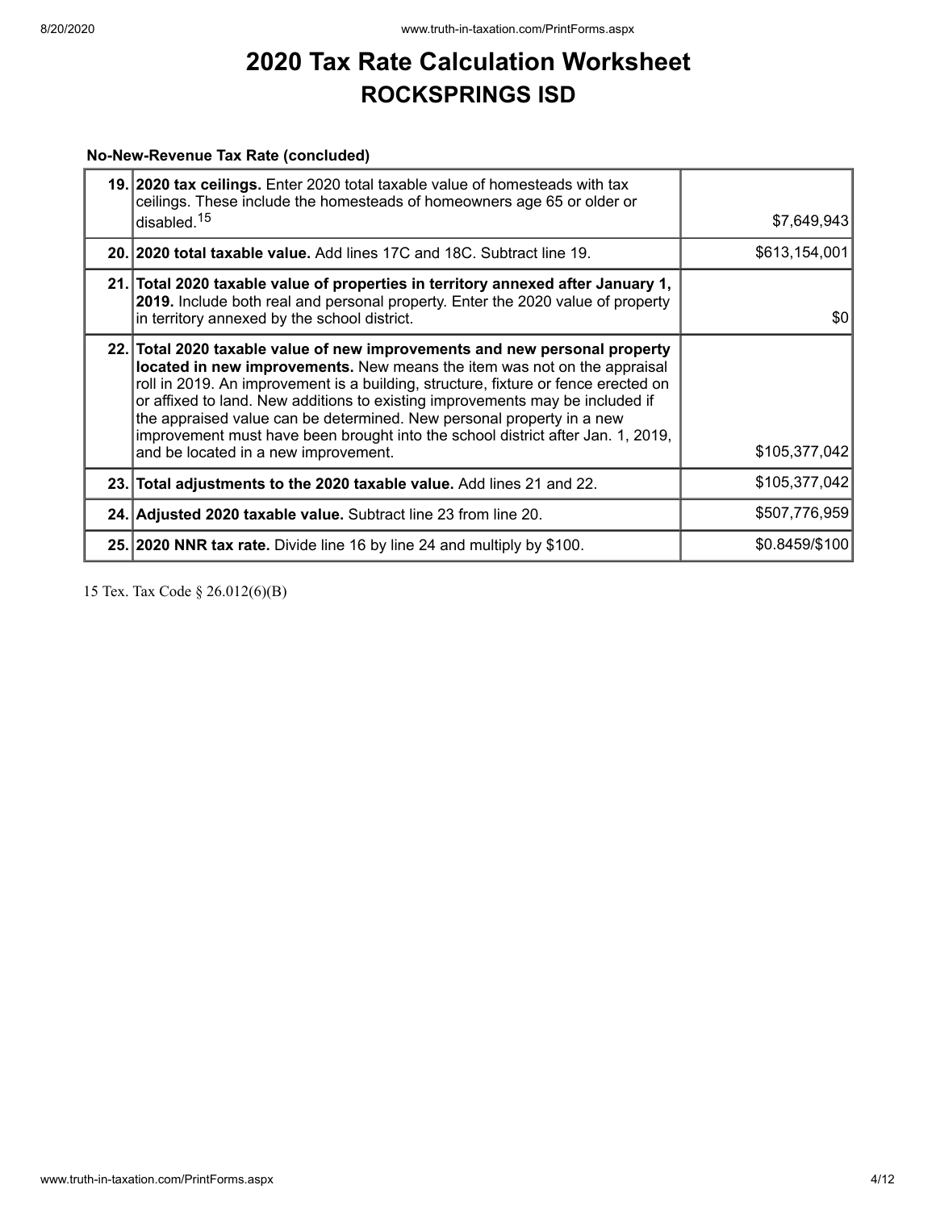# 2020 Tax Rate Calculation Worksheet

## ROCKSPRINGS ISD

**No-New-Revenue Tax Rate (concluded)**

| | | |
|---|---|---|
| **19.** | **2020 tax ceilings.** Enter 2020 total taxable value of homesteads with tax ceilings. These include the homesteads of homeowners age 65 or older or disabled.[15] | $7,649,943 |
| **20.** | **2020 total taxable value.** Add lines 17C and 18C. Subtract line 19. | $613,154,001 |
| **21.** | **Total 2020 taxable value of properties in territory annexed after January 1, 2019.** Include both real and personal property. Enter the 2020 value of property in territory annexed by the school district. | $0 |
| **22.** | **Total 2020 taxable value of new improvements and new personal property located in new improvements.** New means the item was not on the appraisal roll in 2019. An improvement is a building, structure, fixture or fence erected on or affixed to land. New additions to existing improvements may be included if the appraised value can be determined. New personal property in a new improvement must have been brought into the school district after Jan. 1, 2019, and be located in a new improvement. | $105,377,042 |
| **23.** | **Total adjustments to the 2020 taxable value.** Add lines 21 and 22. | $105,377,042 |
| **24.** | **Adjusted 2020 taxable value.** Subtract line 23 from line 20. | $507,776,959 |
| **25.** | **2020 NNR tax rate.** Divide line 16 by line 24 and multiply by $100. | $0.8459/$100 |

15 Tex. Tax Code § 26.012(6)(B)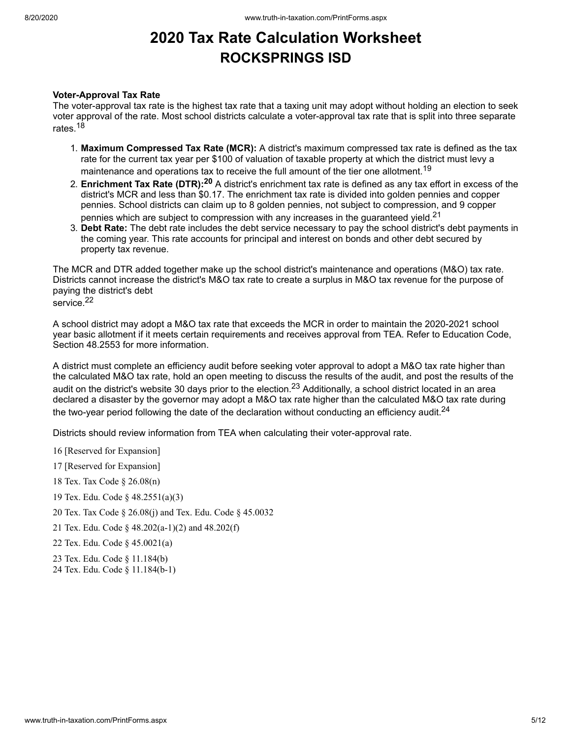# 2020 Tax Rate Calculation Worksheet
## ROCKSPRINGS ISD

**Voter-Approval Tax Rate**

The voter-approval tax rate is the highest tax rate that a taxing unit may adopt without holding an election to seek voter approval of the rate. Most school districts calculate a voter-approval tax rate that is split into three separate rates.[18]

1. **Maximum Compressed Tax Rate (MCR):** A district's maximum compressed tax rate is defined as the tax rate for the current tax year per $100 of valuation of taxable property at which the district must levy a maintenance and operations tax to receive the full amount of the tier one allotment.[19]
2. **Enrichment Tax Rate (DTR):[20]** A district's enrichment tax rate is defined as any tax effort in excess of the district's MCR and less than $0.17. The enrichment tax rate is divided into golden pennies and copper pennies. School districts can claim up to 8 golden pennies, not subject to compression, and 9 copper pennies which are subject to compression with any increases in the guaranteed yield.[21]
3. **Debt Rate:** The debt rate includes the debt service necessary to pay the school district's debt payments in the coming year. This rate accounts for principal and interest on bonds and other debt secured by property tax revenue.

The MCR and DTR added together make up the school district's maintenance and operations (M&O) tax rate. Districts cannot increase the district's M&O tax rate to create a surplus in M&O tax revenue for the purpose of paying the district's debt service.[22]

A school district may adopt a M&O tax rate that exceeds the MCR in order to maintain the 2020-2021 school year basic allotment if it meets certain requirements and receives approval from TEA. Refer to Education Code, Section 48.2553 for more information.

A district must complete an efficiency audit before seeking voter approval to adopt a M&O tax rate higher than the calculated M&O tax rate, hold an open meeting to discuss the results of the audit, and post the results of the audit on the district's website 30 days prior to the election.[23] Additionally, a school district located in an area declared a disaster by the governor may adopt a M&O tax rate higher than the calculated M&O tax rate during the two-year period following the date of the declaration without conducting an efficiency audit.[24]

Districts should review information from TEA when calculating their voter-approval rate.

16 [Reserved for Expansion]

17 [Reserved for Expansion]

18 Tex. Tax Code § 26.08(n)

19 Tex. Edu. Code § 48.2551(a)(3)

20 Tex. Tax Code § 26.08(j) and Tex. Edu. Code § 45.0032

21 Tex. Edu. Code § 48.202(a-1)(2) and 48.202(f)

22 Tex. Edu. Code § 45.0021(a)

23 Tex. Edu. Code § 11.184(b)

24 Tex. Edu. Code § 11.184(b-1)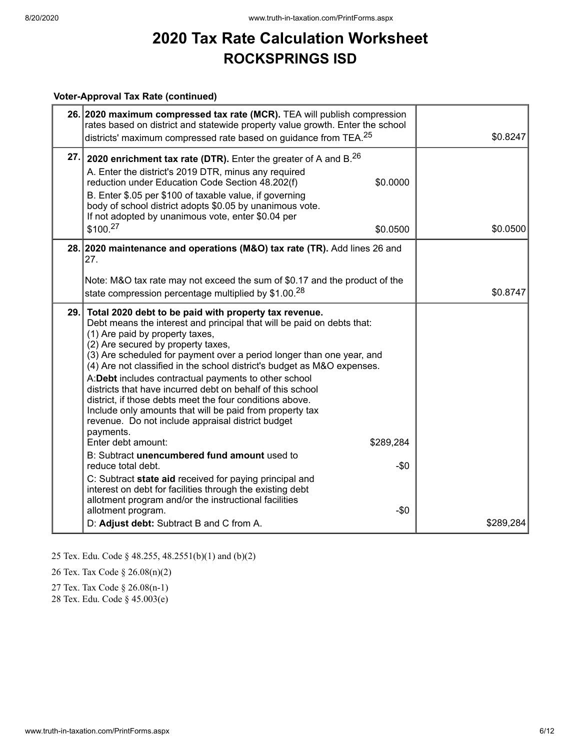# 2020 Tax Rate Calculation Worksheet
## ROCKSPRINGS ISD

**Voter-Approval Tax Rate (continued)**

| Line | Description | Amount |
|---|---|---|
| 26. | **2020 maximum compressed tax rate (MCR).** TEA will publish compression rates based on district and statewide property value growth. Enter the school districts' maximum compressed rate based on guidance from TEA.[25] | $0.8247 |
| 27. | **2020 enrichment tax rate (DTR).** Enter the greater of A and B.[26]<br>A. Enter the district's 2019 DTR, minus any required reduction under Education Code Section 48.202(f) — $0.0000<br>B. Enter \$.05 per \$100 of taxable value, if governing body of school district adopts \$0.05 by unanimous vote. If not adopted by unanimous vote, enter \$0.04 per \$100.[27] — $0.0500 | $0.0500 |
| 28. | **2020 maintenance and operations (M&O) tax rate (TR).** Add lines 26 and 27.<br><br>Note: M&O tax rate may not exceed the sum of \$0.17 and the product of the state compression percentage multiplied by \$1.00.[28] | $0.8747 |
| 29. | **Total 2020 debt to be paid with property tax revenue.**<br>Debt means the interest and principal that will be paid on debts that:<br>(1) Are paid by property taxes,<br>(2) Are secured by property taxes,<br>(3) Are scheduled for payment over a period longer than one year, and<br>(4) Are not classified in the school district's budget as M&O expenses.<br>A: **Debt** includes contractual payments to other school districts that have incurred debt on behalf of this school district, if those debts meet the four conditions above. Include only amounts that will be paid from property tax revenue. Do not include appraisal district budget payments.<br>Enter debt amount: — $289,284<br>B: Subtract **unencumbered fund amount** used to reduce total debt. — -$0<br>C: Subtract **state aid** received for paying principal and interest on debt for facilities through the existing debt allotment program and/or the instructional facilities allotment program. — -$0<br>D: **Adjust debt:** Subtract B and C from A. | $289,284 |

25 Tex. Edu. Code § 48.255, 48.2551(b)(1) and (b)(2)

26 Tex. Tax Code § 26.08(n)(2)

27 Tex. Tax Code § 26.08(n-1)

28 Tex. Edu. Code § 45.003(e)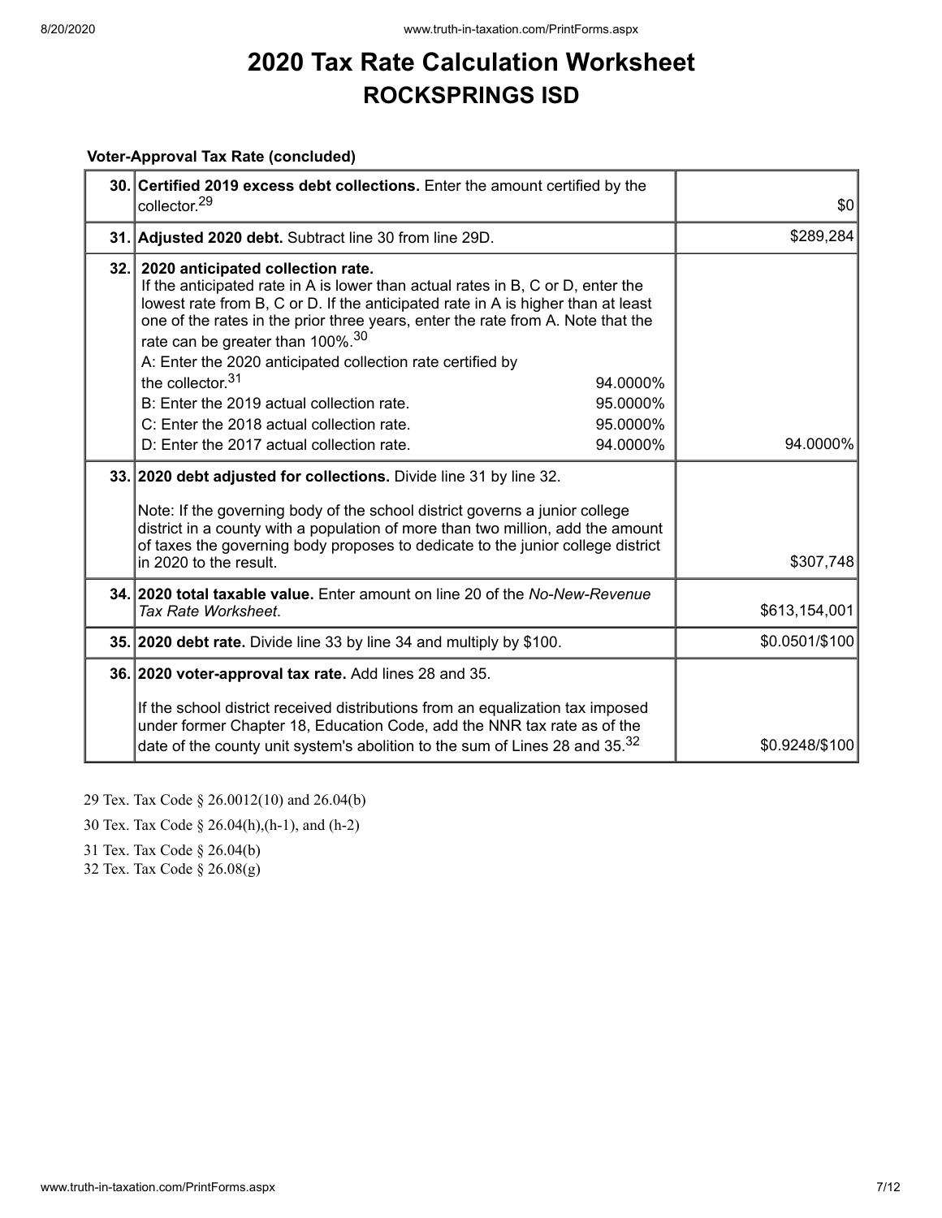# 2020 Tax Rate Calculation Worksheet
## ROCKSPRINGS ISD

**Voter-Approval Tax Rate (concluded)**

| Line | Description | Amount |
|---|---|---|
| 30. | **Certified 2019 excess debt collections.** Enter the amount certified by the collector.[29] | $0 |
| 31. | **Adjusted 2020 debt.** Subtract line 30 from line 29D. | $289,284 |
| 32. | **2020 anticipated collection rate.** If the anticipated rate in A is lower than actual rates in B, C or D, enter the lowest rate from B, C or D. If the anticipated rate in A is higher than at least one of the rates in the prior three years, enter the rate from A. Note that the rate can be greater than 100%.[30]<br>A: Enter the 2020 anticipated collection rate certified by the collector.[31] 94.0000%<br>B: Enter the 2019 actual collection rate. 95.0000%<br>C: Enter the 2018 actual collection rate. 95.0000%<br>D: Enter the 2017 actual collection rate. 94.0000% | 94.0000% |
| 33. | **2020 debt adjusted for collections.** Divide line 31 by line 32.<br><br>Note: If the governing body of the school district governs a junior college district in a county with a population of more than two million, add the amount of taxes the governing body proposes to dedicate to the junior college district in 2020 to the result. | $307,748 |
| 34. | **2020 total taxable value.** Enter amount on line 20 of the *No-New-Revenue Tax Rate Worksheet*. | $613,154,001 |
| 35. | **2020 debt rate.** Divide line 33 by line 34 and multiply by $100. | $0.0501/$100 |
| 36. | **2020 voter-approval tax rate.** Add lines 28 and 35.<br><br>If the school district received distributions from an equalization tax imposed under former Chapter 18, Education Code, add the NNR tax rate as of the date of the county unit system's abolition to the sum of Lines 28 and 35.[32] | $0.9248/$100 |

29 Tex. Tax Code § 26.0012(10) and 26.04(b)

30 Tex. Tax Code § 26.04(h),(h-1), and (h-2)

31 Tex. Tax Code § 26.04(b)

32 Tex. Tax Code § 26.08(g)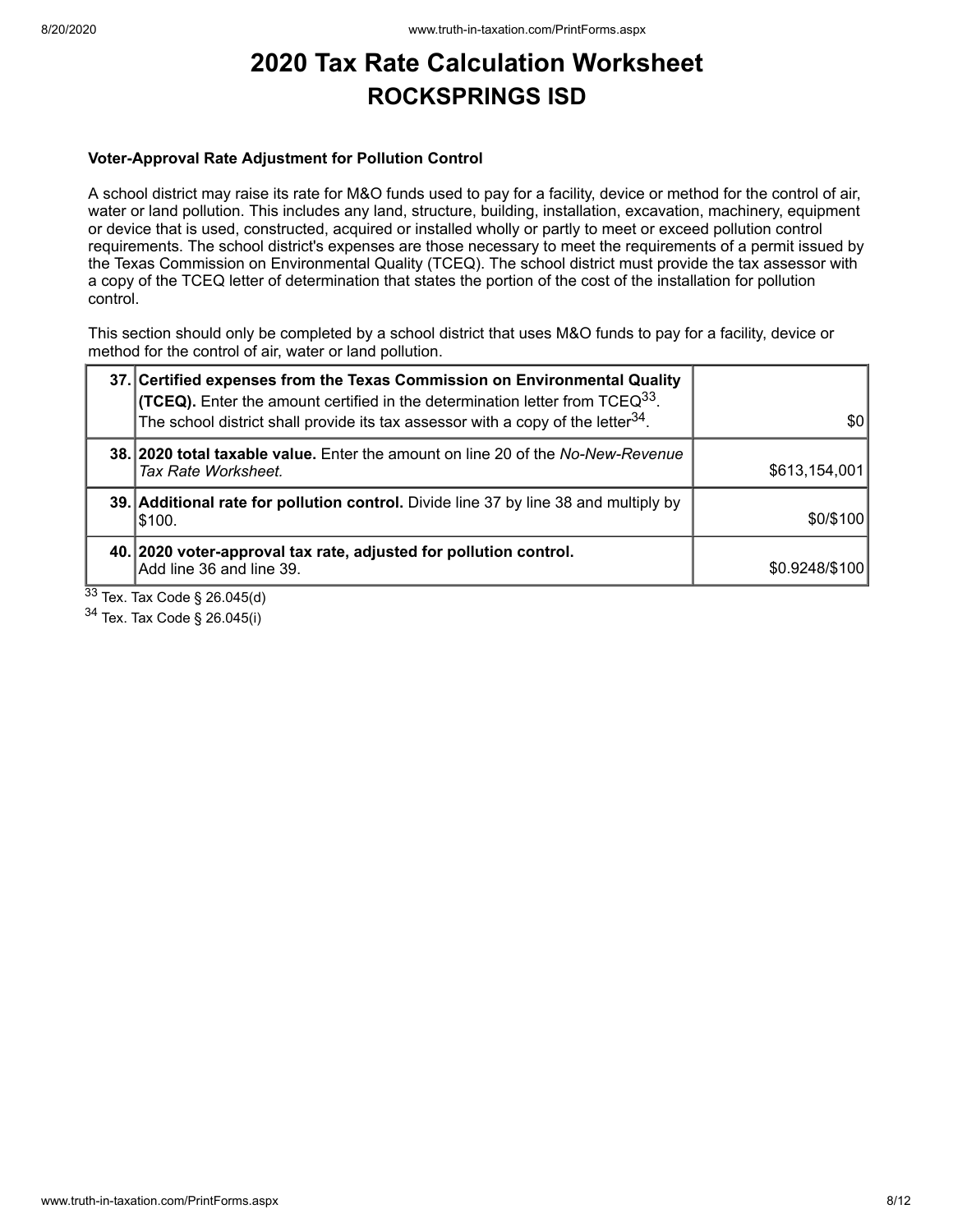# 2020 Tax Rate Calculation Worksheet

## ROCKSPRINGS ISD

**Voter-Approval Rate Adjustment for Pollution Control**

A school district may raise its rate for M&O funds used to pay for a facility, device or method for the control of air, water or land pollution. This includes any land, structure, building, installation, excavation, machinery, equipment or device that is used, constructed, acquired or installed wholly or partly to meet or exceed pollution control requirements. The school district's expenses are those necessary to meet the requirements of a permit issued by the Texas Commission on Environmental Quality (TCEQ). The school district must provide the tax assessor with a copy of the TCEQ letter of determination that states the portion of the cost of the installation for pollution control.

This section should only be completed by a school district that uses M&O funds to pay for a facility, device or method for the control of air, water or land pollution.

| | | |
|---|---|---|
| 37. | **Certified expenses from the Texas Commission on Environmental Quality (TCEQ).** Enter the amount certified in the determination letter from TCEQ[33]. The school district shall provide its tax assessor with a copy of the letter[34]. | $0 |
| 38. | **2020 total taxable value.** Enter the amount on line 20 of the *No-New-Revenue Tax Rate Worksheet.* | $613,154,001 |
| 39. | **Additional rate for pollution control.** Divide line 37 by line 38 and multiply by $100. | $0/$100 |
| 40. | **2020 voter-approval tax rate, adjusted for pollution control.** Add line 36 and line 39. | $0.9248/$100 |

[33] Tex. Tax Code § 26.045(d)

[34] Tex. Tax Code § 26.045(i)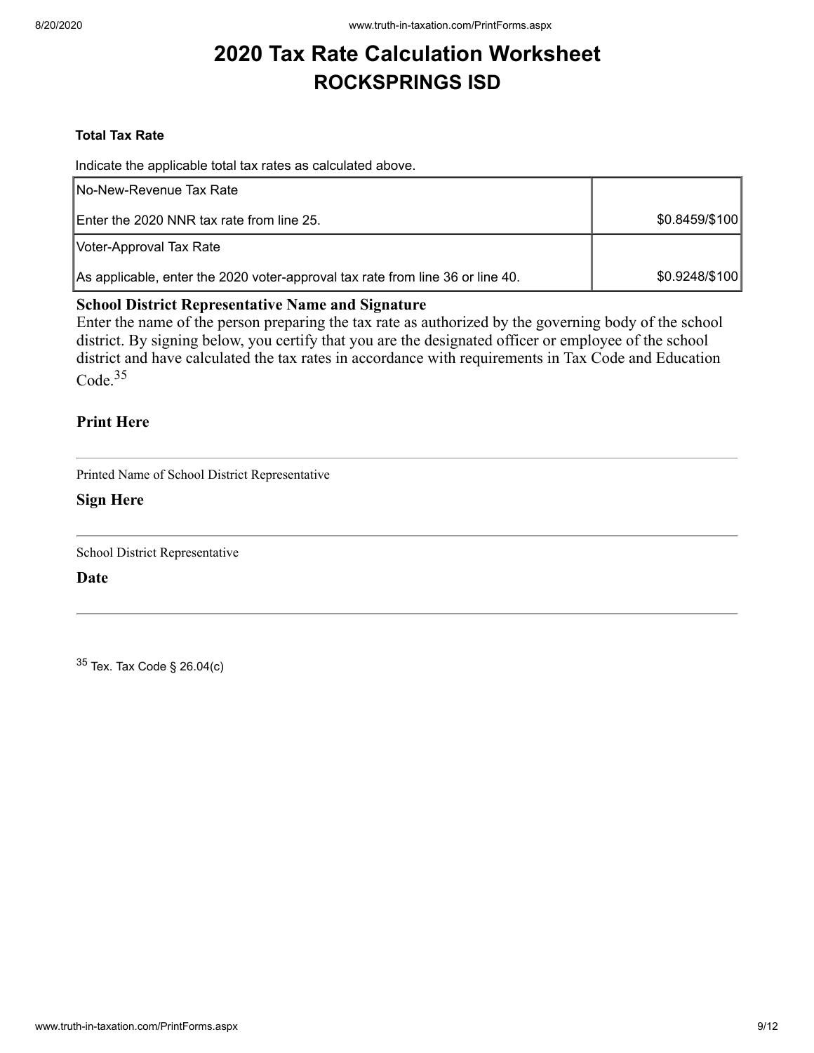# 2020 Tax Rate Calculation Worksheet
## ROCKSPRINGS ISD

**Total Tax Rate**

Indicate the applicable total tax rates as calculated above.

| | |
|---|---|
| No-New-Revenue Tax Rate<br><br>Enter the 2020 NNR tax rate from line 25. | $0.8459/$100 |
| Voter-Approval Tax Rate<br><br>As applicable, enter the 2020 voter-approval tax rate from line 36 or line 40. | $0.9248/$100 |

**School District Representative Name and Signature**

Enter the name of the person preparing the tax rate as authorized by the governing body of the school district. By signing below, you certify that you are the designated officer or employee of the school district and have calculated the tax rates in accordance with requirements in Tax Code and Education Code.[35]

**Print Here**

---

Printed Name of School District Representative

**Sign Here**

---

School District Representative

**Date**

---

[35] Tex. Tax Code § 26.04(c)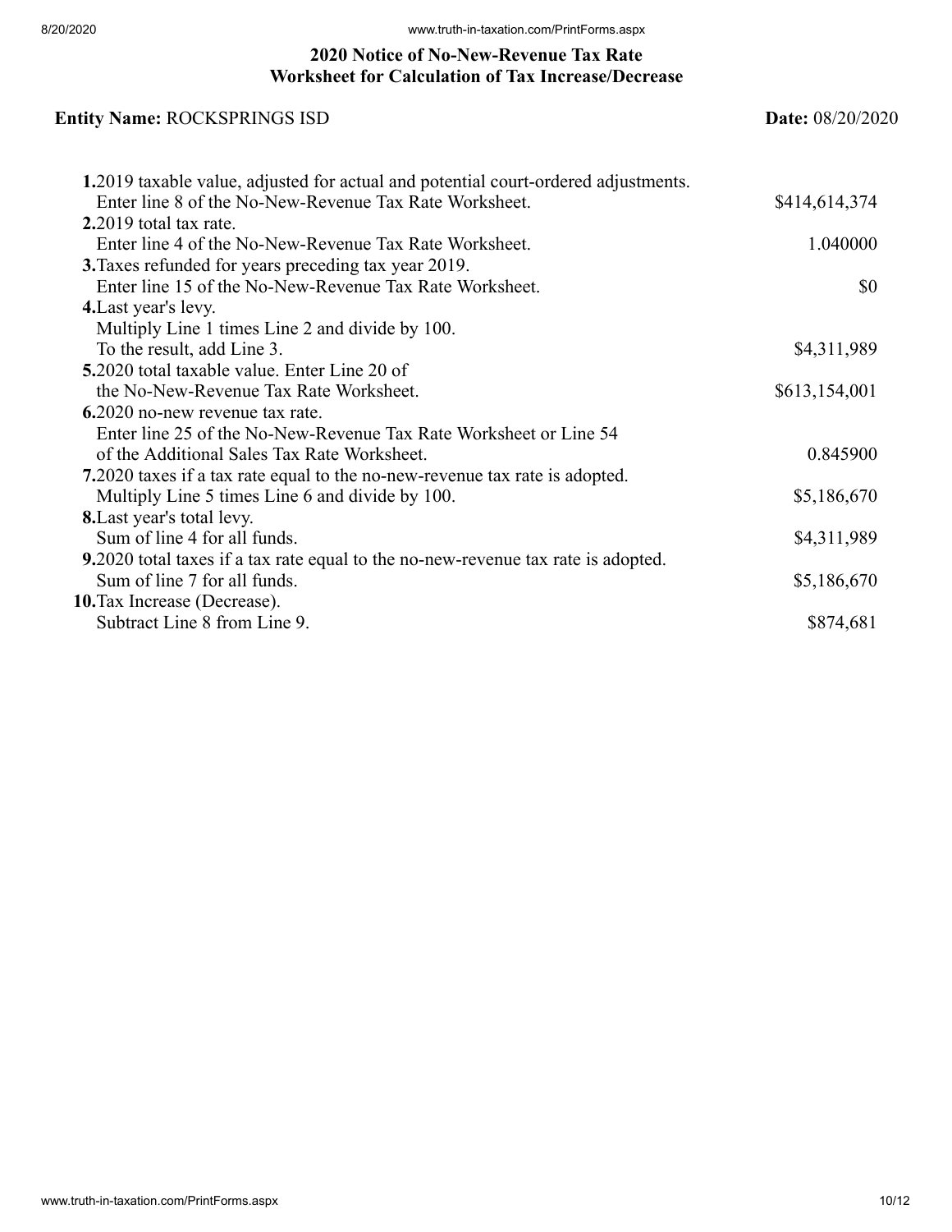## 2020 Notice of No-New-Revenue Tax Rate
## Worksheet for Calculation of Tax Increase/Decrease

**Entity Name:** ROCKSPRINGS ISD **Date:** 08/20/2020

| | |
|---|---|
| **1.** 2019 taxable value, adjusted for actual and potential court-ordered adjustments. Enter line 8 of the No-New-Revenue Tax Rate Worksheet. | $414,614,374 |
| **2.** 2019 total tax rate. Enter line 4 of the No-New-Revenue Tax Rate Worksheet. | 1.040000 |
| **3.** Taxes refunded for years preceding tax year 2019. Enter line 15 of the No-New-Revenue Tax Rate Worksheet. | $0 |
| **4.** Last year's levy. Multiply Line 1 times Line 2 and divide by 100. To the result, add Line 3. | $4,311,989 |
| **5.** 2020 total taxable value. Enter Line 20 of the No-New-Revenue Tax Rate Worksheet. | $613,154,001 |
| **6.** 2020 no-new revenue tax rate. Enter line 25 of the No-New-Revenue Tax Rate Worksheet or Line 54 of the Additional Sales Tax Rate Worksheet. | 0.845900 |
| **7.** 2020 taxes if a tax rate equal to the no-new-revenue tax rate is adopted. Multiply Line 5 times Line 6 and divide by 100. | $5,186,670 |
| **8.** Last year's total levy. Sum of line 4 for all funds. | $4,311,989 |
| **9.** 2020 total taxes if a tax rate equal to the no-new-revenue tax rate is adopted. Sum of line 7 for all funds. | $5,186,670 |
| **10.** Tax Increase (Decrease). Subtract Line 8 from Line 9. | $874,681 |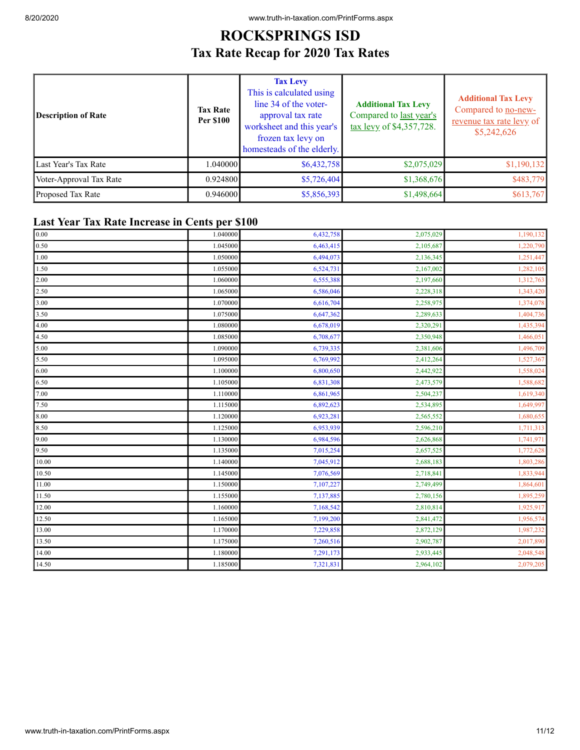# ROCKSPRINGS ISD

## Tax Rate Recap for 2020 Tax Rates

| Description of Rate | Tax Rate Per $100 | **Tax Levy** This is calculated using line 34 of the voter-approval tax rate worksheet and this year's frozen tax levy on homesteads of the elderly. | **Additional Tax Levy** Compared to last year's tax levy of $4,357,728. | **Additional Tax Levy** Compared to no-new-revenue tax rate levy of $5,242,626 |
|---|---|---|---|---|
| Last Year's Tax Rate | 1.040000 | $6,432,758 | $2,075,029 | $1,190,132 |
| Voter-Approval Tax Rate | 0.924800 | $5,726,404 | $1,368,676 | $483,779 |
| Proposed Tax Rate | 0.946000 | $5,856,393 | $1,498,664 | $613,767 |

## Last Year Tax Rate Increase in Cents per $100

| | | | | |
|---|---|---|---|---|
| 0.00 | 1.040000 | 6,432,758 | 2,075,029 | 1,190,132 |
| 0.50 | 1.045000 | 6,463,415 | 2,105,687 | 1,220,790 |
| 1.00 | 1.050000 | 6,494,073 | 2,136,345 | 1,251,447 |
| 1.50 | 1.055000 | 6,524,731 | 2,167,002 | 1,282,105 |
| 2.00 | 1.060000 | 6,555,388 | 2,197,660 | 1,312,763 |
| 2.50 | 1.065000 | 6,586,046 | 2,228,318 | 1,343,420 |
| 3.00 | 1.070000 | 6,616,704 | 2,258,975 | 1,374,078 |
| 3.50 | 1.075000 | 6,647,362 | 2,289,633 | 1,404,736 |
| 4.00 | 1.080000 | 6,678,019 | 2,320,291 | 1,435,394 |
| 4.50 | 1.085000 | 6,708,677 | 2,350,948 | 1,466,051 |
| 5.00 | 1.090000 | 6,739,335 | 2,381,606 | 1,496,709 |
| 5.50 | 1.095000 | 6,769,992 | 2,412,264 | 1,527,367 |
| 6.00 | 1.100000 | 6,800,650 | 2,442,922 | 1,558,024 |
| 6.50 | 1.105000 | 6,831,308 | 2,473,579 | 1,588,682 |
| 7.00 | 1.110000 | 6,861,965 | 2,504,237 | 1,619,340 |
| 7.50 | 1.115000 | 6,892,623 | 2,534,895 | 1,649,997 |
| 8.00 | 1.120000 | 6,923,281 | 2,565,552 | 1,680,655 |
| 8.50 | 1.125000 | 6,953,939 | 2,596,210 | 1,711,313 |
| 9.00 | 1.130000 | 6,984,596 | 2,626,868 | 1,741,971 |
| 9.50 | 1.135000 | 7,015,254 | 2,657,525 | 1,772,628 |
| 10.00 | 1.140000 | 7,045,912 | 2,688,183 | 1,803,286 |
| 10.50 | 1.145000 | 7,076,569 | 2,718,841 | 1,833,944 |
| 11.00 | 1.150000 | 7,107,227 | 2,749,499 | 1,864,601 |
| 11.50 | 1.155000 | 7,137,885 | 2,780,156 | 1,895,259 |
| 12.00 | 1.160000 | 7,168,542 | 2,810,814 | 1,925,917 |
| 12.50 | 1.165000 | 7,199,200 | 2,841,472 | 1,956,574 |
| 13.00 | 1.170000 | 7,229,858 | 2,872,129 | 1,987,232 |
| 13.50 | 1.175000 | 7,260,516 | 2,902,787 | 2,017,890 |
| 14.00 | 1.180000 | 7,291,173 | 2,933,445 | 2,048,548 |
| 14.50 | 1.185000 | 7,321,831 | 2,964,102 | 2,079,205 |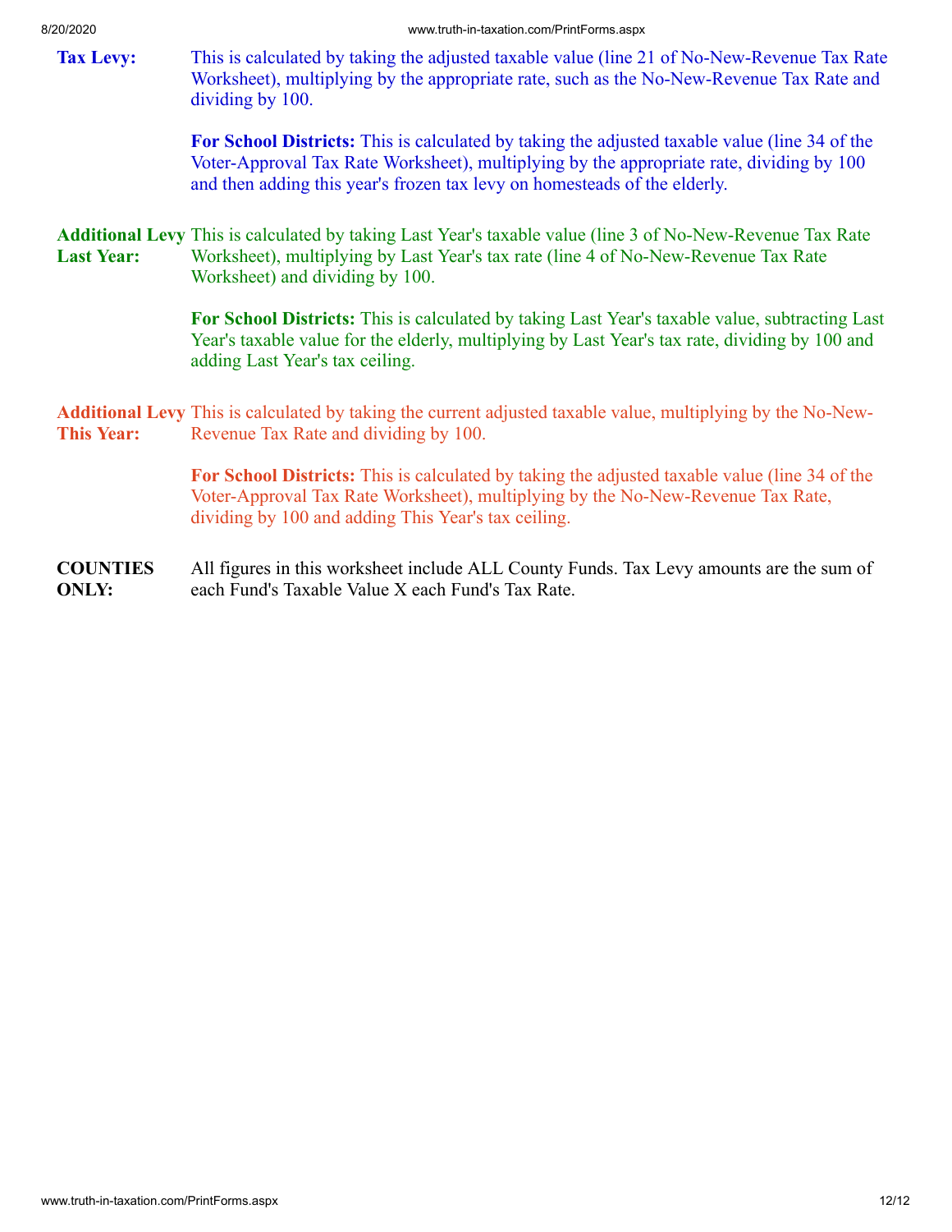**Tax Levy:** This is calculated by taking the adjusted taxable value (line 21 of No-New-Revenue Tax Rate Worksheet), multiplying by the appropriate rate, such as the No-New-Revenue Tax Rate and dividing by 100.

**For School Districts:** This is calculated by taking the adjusted taxable value (line 34 of the Voter-Approval Tax Rate Worksheet), multiplying by the appropriate rate, dividing by 100 and then adding this year's frozen tax levy on homesteads of the elderly.

**Additional Levy Last Year:** This is calculated by taking Last Year's taxable value (line 3 of No-New-Revenue Tax Rate Worksheet), multiplying by Last Year's tax rate (line 4 of No-New-Revenue Tax Rate Worksheet) and dividing by 100.

**For School Districts:** This is calculated by taking Last Year's taxable value, subtracting Last Year's taxable value for the elderly, multiplying by Last Year's tax rate, dividing by 100 and adding Last Year's tax ceiling.

**Additional Levy This Year:** This is calculated by taking the current adjusted taxable value, multiplying by the No-New-Revenue Tax Rate and dividing by 100.

**For School Districts:** This is calculated by taking the adjusted taxable value (line 34 of the Voter-Approval Tax Rate Worksheet), multiplying by the No-New-Revenue Tax Rate, dividing by 100 and adding This Year's tax ceiling.

**COUNTIES ONLY:** All figures in this worksheet include ALL County Funds. Tax Levy amounts are the sum of each Fund's Taxable Value X each Fund's Tax Rate.